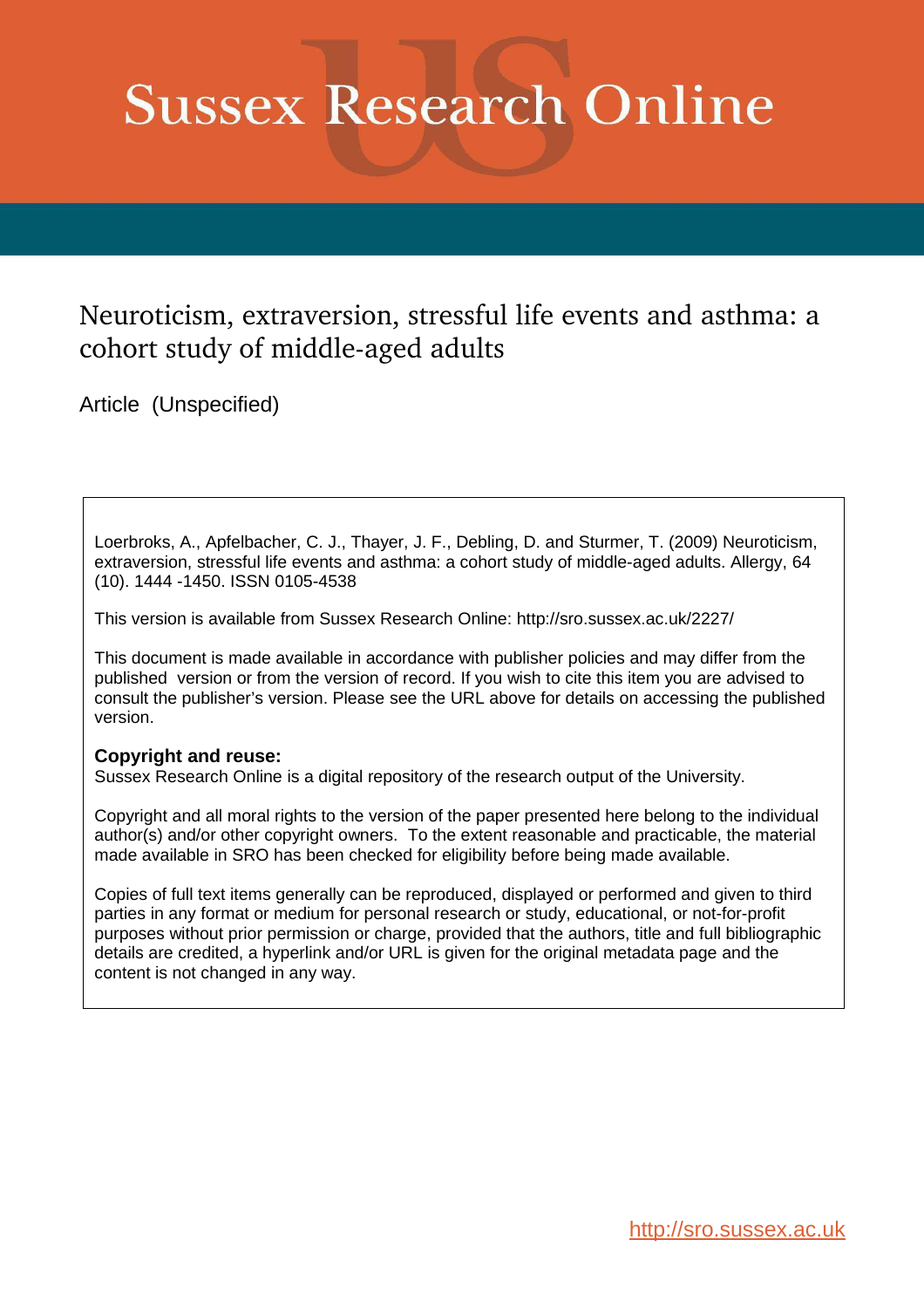# Sussex Research Online

## Neuroticism, extraversion, stressful life events and asthma: a cohort study of middle-aged adults

Article (Unspecified)

Loerbroks, A., Apfelbacher, C. J., Thayer, J. F., Debling, D. and Sturmer, T. (2009) Neuroticism, extraversion, stressful life events and asthma: a cohort study of middle-aged adults. Allergy, 64 (10). 1444 -1450. ISSN 0105-4538

This version is available from Sussex Research Online: http://sro.sussex.ac.uk/2227/

This document is made available in accordance with publisher policies and may differ from the published version or from the version of record. If you wish to cite this item you are advised to consult the publisher's version. Please see the URL above for details on accessing the published version.

**Copyright and reuse:**
Sussex Research Online is a digital repository of the research output of the University.

Copyright and all moral rights to the version of the paper presented here belong to the individual author(s) and/or other copyright owners. To the extent reasonable and practicable, the material made available in SRO has been checked for eligibility before being made available.

Copies of full text items generally can be reproduced, displayed or performed and given to third parties in any format or medium for personal research or study, educational, or not-for-profit purposes without prior permission or charge, provided that the authors, title and full bibliographic details are credited, a hyperlink and/or URL is given for the original metadata page and the content is not changed in any way.

http://sro.sussex.ac.uk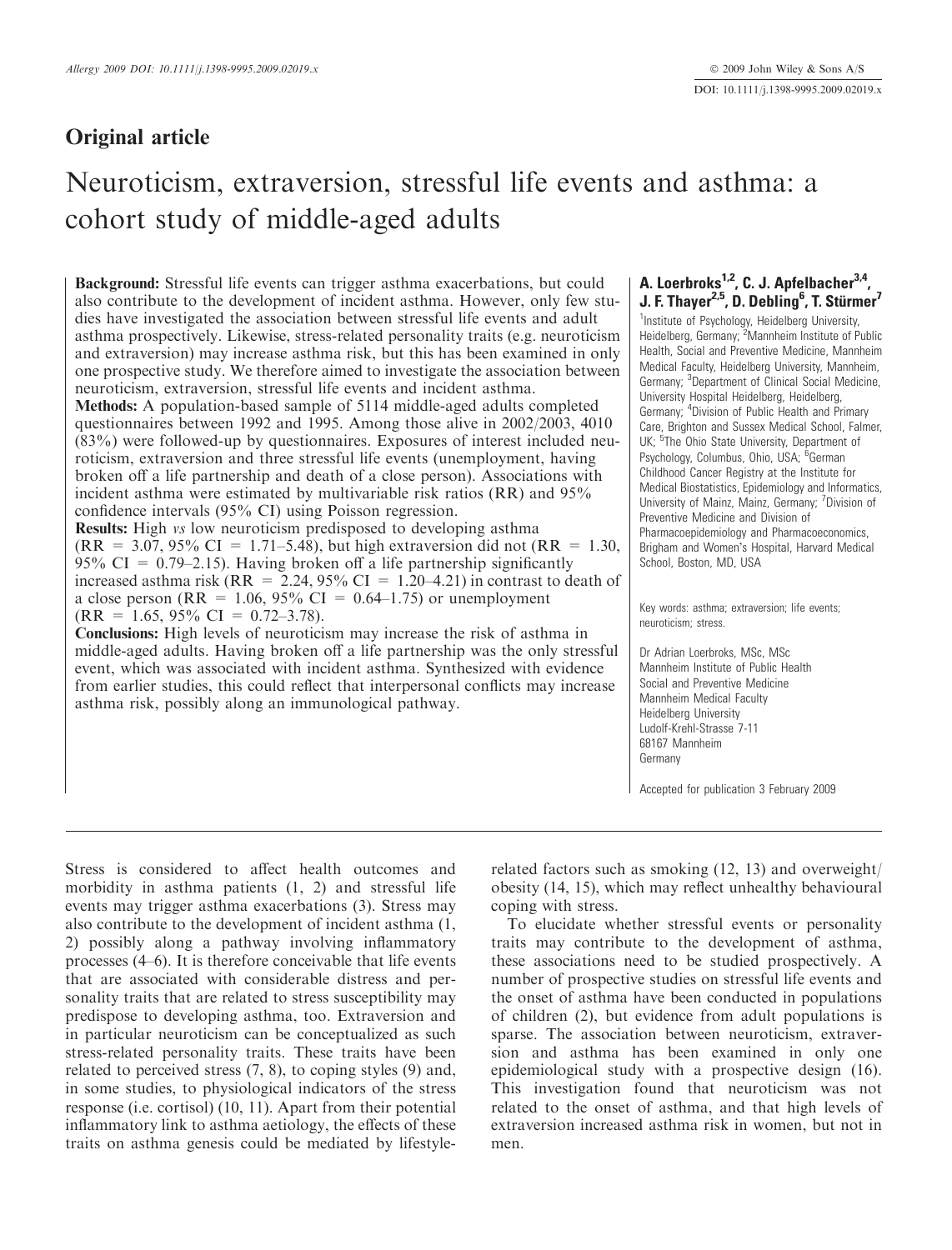## Original article

# Neuroticism, extraversion, stressful life events and asthma: a cohort study of middle-aged adults

**A. Loerbroks[1,2], C. J. Apfelbacher[3,4], J. F. Thayer[2,5], D. Debling[6], T. Stürmer[7]**

[1]Institute of Psychology, Heidelberg University, Heidelberg, Germany; [2]Mannheim Institute of Public Health, Social and Preventive Medicine, Mannheim Medical Faculty, Heidelberg University, Mannheim, Germany; [3]Department of Clinical Social Medicine, University Hospital Heidelberg, Heidelberg, Germany; [4]Division of Public Health and Primary Care, Brighton and Sussex Medical School, Falmer, UK; [5]The Ohio State University, Department of Psychology, Columbus, Ohio, USA; [6]German Childhood Cancer Registry at the Institute for Medical Biostatistics, Epidemiology and Informatics, University of Mainz, Mainz, Germany; [7]Division of Preventive Medicine and Division of Pharmacoepidemiology and Pharmacoeconomics, Brigham and Women's Hospital, Harvard Medical School, Boston, MD, USA

**Background:** Stressful life events can trigger asthma exacerbations, but could also contribute to the development of incident asthma. However, only few studies have investigated the association between stressful life events and adult asthma prospectively. Likewise, stress-related personality traits (e.g. neuroticism and extraversion) may increase asthma risk, but this has been examined in only one prospective study. We therefore aimed to investigate the association between neuroticism, extraversion, stressful life events and incident asthma.

**Methods:** A population-based sample of 5114 middle-aged adults completed questionnaires between 1992 and 1995. Among those alive in 2002/2003, 4010 (83%) were followed-up by questionnaires. Exposures of interest included neuroticism, extraversion and three stressful life events (unemployment, having broken off a life partnership and death of a close person). Associations with incident asthma were estimated by multivariable risk ratios (RR) and 95% confidence intervals (95% CI) using Poisson regression.

**Results:** High *vs* low neuroticism predisposed to developing asthma (RR = 3.07, 95% CI = 1.71–5.48), but high extraversion did not (RR = 1.30, 95% CI = 0.79–2.15). Having broken off a life partnership significantly increased asthma risk (RR = 2.24, 95% CI = 1.20–4.21) in contrast to death of a close person (RR = 1.06, 95% CI = 0.64–1.75) or unemployment (RR = 1.65, 95% CI = 0.72–3.78).

**Conclusions:** High levels of neuroticism may increase the risk of asthma in middle-aged adults. Having broken off a life partnership was the only stressful event, which was associated with incident asthma. Synthesized with evidence from earlier studies, this could reflect that interpersonal conflicts may increase asthma risk, possibly along an immunological pathway.

Key words: asthma; extraversion; life events; neuroticism; stress.

Dr Adrian Loerbroks, MSc, MSc
Mannheim Institute of Public Health
Social and Preventive Medicine
Mannheim Medical Faculty
Heidelberg University
Ludolf-Krehl-Strasse 7-11
68167 Mannheim
Germany

Accepted for publication 3 February 2009

Stress is considered to affect health outcomes and morbidity in asthma patients (1, 2) and stressful life events may trigger asthma exacerbations (3). Stress may also contribute to the development of incident asthma (1, 2) possibly along a pathway involving inflammatory processes (4–6). It is therefore conceivable that life events that are associated with considerable distress and personality traits that are related to stress susceptibility may predispose to developing asthma, too. Extraversion and in particular neuroticism can be conceptualized as such stress-related personality traits. These traits have been related to perceived stress (7, 8), to coping styles (9) and, in some studies, to physiological indicators of the stress response (i.e. cortisol) (10, 11). Apart from their potential inflammatory link to asthma aetiology, the effects of these traits on asthma genesis could be mediated by lifestyle-related factors such as smoking (12, 13) and overweight/obesity (14, 15), which may reflect unhealthy behavioural coping with stress.

To elucidate whether stressful events or personality traits may contribute to the development of asthma, these associations need to be studied prospectively. A number of prospective studies on stressful life events and the onset of asthma have been conducted in populations of children (2), but evidence from adult populations is sparse. The association between neuroticism, extraversion and asthma has been examined in only one epidemiological study with a prospective design (16). This investigation found that neuroticism was not related to the onset of asthma, and that high levels of extraversion increased asthma risk in women, but not in men.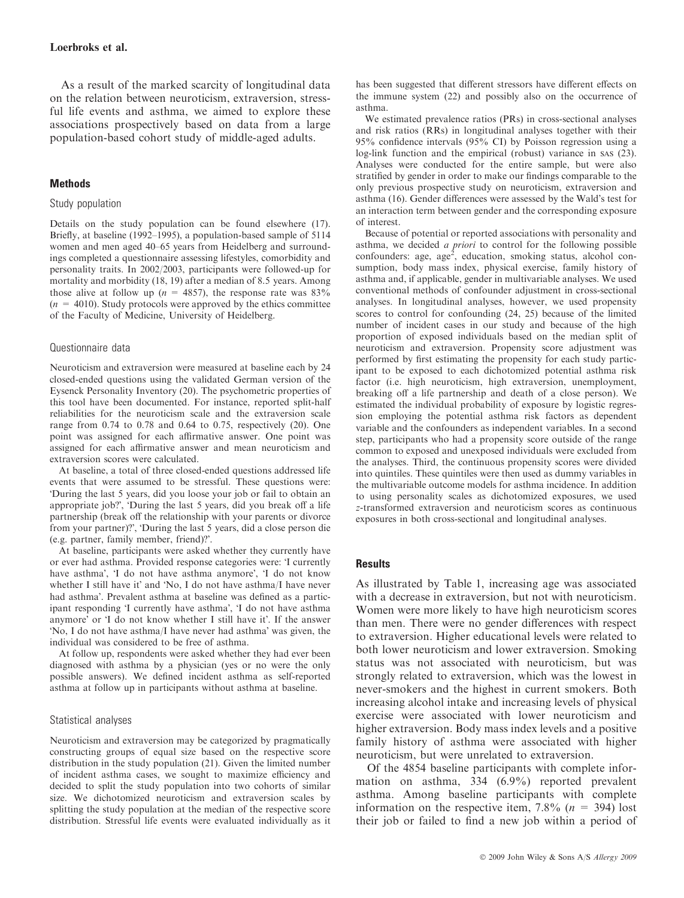As a result of the marked scarcity of longitudinal data on the relation between neuroticism, extraversion, stressful life events and asthma, we aimed to explore these associations prospectively based on data from a large population-based cohort study of middle-aged adults.

## Methods

### Study population

Details on the study population can be found elsewhere (17). Briefly, at baseline (1992–1995), a population-based sample of 5114 women and men aged 40–65 years from Heidelberg and surroundings completed a questionnaire assessing lifestyles, comorbidity and personality traits. In 2002/2003, participants were followed-up for mortality and morbidity (18, 19) after a median of 8.5 years. Among those alive at follow up ($n$ = 4857), the response rate was 83% ($n$ = 4010). Study protocols were approved by the ethics committee of the Faculty of Medicine, University of Heidelberg.

### Questionnaire data

Neuroticism and extraversion were measured at baseline each by 24 closed-ended questions using the validated German version of the Eysenck Personality Inventory (20). The psychometric properties of this tool have been documented. For instance, reported split-half reliabilities for the neuroticism scale and the extraversion scale range from 0.74 to 0.78 and 0.64 to 0.75, respectively (20). One point was assigned for each affirmative answer. One point was assigned for each affirmative answer and mean neuroticism and extraversion scores were calculated.

At baseline, a total of three closed-ended questions addressed life events that were assumed to be stressful. These questions were: 'During the last 5 years, did you loose your job or fail to obtain an appropriate job?', 'During the last 5 years, did you break off a life partnership (break off the relationship with your parents or divorce from your partner)?', 'During the last 5 years, did a close person die (e.g. partner, family member, friend)?'.

At baseline, participants were asked whether they currently have or ever had asthma. Provided response categories were: 'I currently have asthma', 'I do not have asthma anymore', 'I do not know whether I still have it' and 'No, I do not have asthma/I have never had asthma'. Prevalent asthma at baseline was defined as a participant responding 'I currently have asthma', 'I do not have asthma anymore' or 'I do not know whether I still have it'. If the answer 'No, I do not have asthma/I have never had asthma' was given, the individual was considered to be free of asthma.

At follow up, respondents were asked whether they had ever been diagnosed with asthma by a physician (yes or no were the only possible answers). We defined incident asthma as self-reported asthma at follow up in participants without asthma at baseline.

### Statistical analyses

Neuroticism and extraversion may be categorized by pragmatically constructing groups of equal size based on the respective score distribution in the study population (21). Given the limited number of incident asthma cases, we sought to maximize efficiency and decided to split the study population into two cohorts of similar size. We dichotomized neuroticism and extraversion scales by splitting the study population at the median of the respective score distribution. Stressful life events were evaluated individually as it has been suggested that different stressors have different effects on the immune system (22) and possibly also on the occurrence of asthma.

We estimated prevalence ratios (PRs) in cross-sectional analyses and risk ratios (RRs) in longitudinal analyses together with their 95% confidence intervals (95% CI) by Poisson regression using a log-link function and the empirical (robust) variance in SAS (23). Analyses were conducted for the entire sample, but were also stratified by gender in order to make our findings comparable to the only previous prospective study on neuroticism, extraversion and asthma (16). Gender differences were assessed by the Wald's test for an interaction term between gender and the corresponding exposure of interest.

Because of potential or reported associations with personality and asthma, we decided *a priori* to control for the following possible confounders: age, age$^2$, education, smoking status, alcohol consumption, body mass index, physical exercise, family history of asthma and, if applicable, gender in multivariable analyses. We used conventional methods of confounder adjustment in cross-sectional analyses. In longitudinal analyses, however, we used propensity scores to control for confounding (24, 25) because of the limited number of incident cases in our study and because of the high proportion of exposed individuals based on the median split of neuroticism and extraversion. Propensity score adjustment was performed by first estimating the propensity for each study participant to be exposed to each dichotomized potential asthma risk factor (i.e. high neuroticism, high extraversion, unemployment, breaking off a life partnership and death of a close person). We estimated the individual probability of exposure by logistic regression employing the potential asthma risk factors as dependent variable and the confounders as independent variables. In a second step, participants who had a propensity score outside of the range common to exposed and unexposed individuals were excluded from the analyses. Third, the continuous propensity scores were divided into quintiles. These quintiles were then used as dummy variables in the multivariable outcome models for asthma incidence. In addition to using personality scales as dichotomized exposures, we used $z$-transformed extraversion and neuroticism scores as continuous exposures in both cross-sectional and longitudinal analyses.

## Results

As illustrated by Table 1, increasing age was associated with a decrease in extraversion, but not with neuroticism. Women were more likely to have high neuroticism scores than men. There were no gender differences with respect to extraversion. Higher educational levels were related to both lower neuroticism and lower extraversion. Smoking status was not associated with neuroticism, but was strongly related to extraversion, which was the lowest in never-smokers and the highest in current smokers. Both increasing alcohol intake and increasing levels of physical exercise were associated with lower neuroticism and higher extraversion. Body mass index levels and a positive family history of asthma were associated with higher neuroticism, but were unrelated to extraversion.

Of the 4854 baseline participants with complete information on asthma, 334 (6.9%) reported prevalent asthma. Among baseline participants with complete information on the respective item, 7.8% ($n$ = 394) lost their job or failed to find a new job within a period of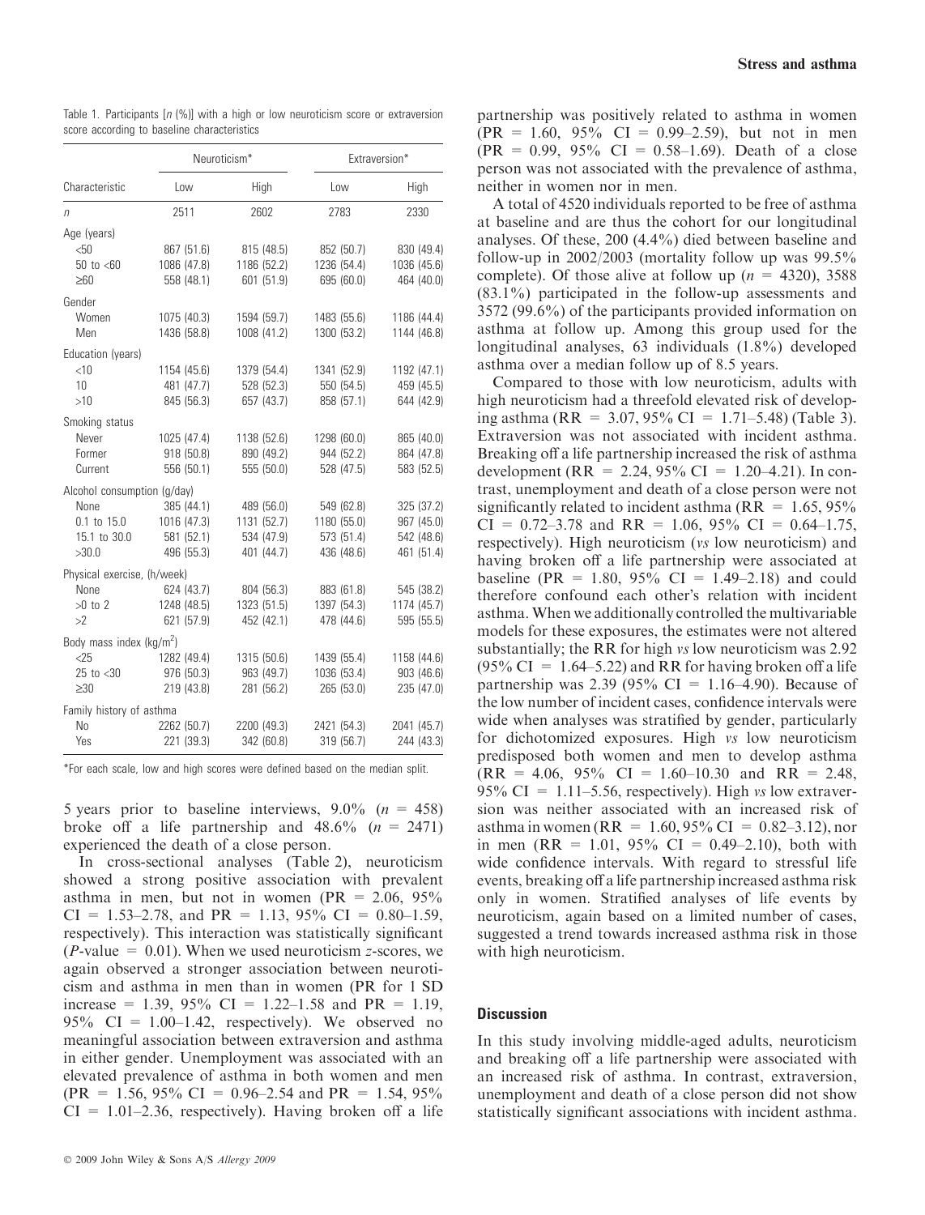Table 1. Participants [n (%)] with a high or low neuroticism score or extraversion score according to baseline characteristics

| Characteristic | Neuroticism* | | Extraversion* | |
|---|---|---|---|---|
| | Low | High | Low | High |
| n | 2511 | 2602 | 2783 | 2330 |
| Age (years) | | | | |
| <50 | 867 (51.6) | 815 (48.5) | 852 (50.7) | 830 (49.4) |
| 50 to <60 | 1086 (47.8) | 1186 (52.2) | 1236 (54.4) | 1036 (45.6) |
| ≥60 | 558 (48.1) | 601 (51.9) | 695 (60.0) | 464 (40.0) |
| Gender | | | | |
| Women | 1075 (40.3) | 1594 (59.7) | 1483 (55.6) | 1186 (44.4) |
| Men | 1436 (58.8) | 1008 (41.2) | 1300 (53.2) | 1144 (46.8) |
| Education (years) | | | | |
| <10 | 1154 (45.6) | 1379 (54.4) | 1341 (52.9) | 1192 (47.1) |
| 10 | 481 (47.7) | 528 (52.3) | 550 (54.5) | 459 (45.5) |
| >10 | 845 (56.3) | 657 (43.7) | 858 (57.1) | 644 (42.9) |
| Smoking status | | | | |
| Never | 1025 (47.4) | 1138 (52.6) | 1298 (60.0) | 865 (40.0) |
| Former | 918 (50.8) | 890 (49.2) | 944 (52.2) | 864 (47.8) |
| Current | 556 (50.1) | 555 (50.0) | 528 (47.5) | 583 (52.5) |
| Alcohol consumption (g/day) | | | | |
| None | 385 (44.1) | 489 (56.0) | 549 (62.8) | 325 (37.2) |
| 0.1 to 15.0 | 1016 (47.3) | 1131 (52.7) | 1180 (55.0) | 967 (45.0) |
| 15.1 to 30.0 | 581 (52.1) | 534 (47.9) | 573 (51.4) | 542 (48.6) |
| >30.0 | 496 (55.3) | 401 (44.7) | 436 (48.6) | 461 (51.4) |
| Physical exercise, (h/week) | | | | |
| None | 624 (43.7) | 804 (56.3) | 883 (61.8) | 545 (38.2) |
| >0 to 2 | 1248 (48.5) | 1323 (51.5) | 1397 (54.3) | 1174 (45.7) |
| >2 | 621 (57.9) | 452 (42.1) | 478 (44.6) | 595 (55.5) |
| Body mass index (kg/m$^2$) | | | | |
| <25 | 1282 (49.4) | 1315 (50.6) | 1439 (55.4) | 1158 (44.6) |
| 25 to <30 | 976 (50.3) | 963 (49.7) | 1036 (53.4) | 903 (46.6) |
| ≥30 | 219 (43.8) | 281 (56.2) | 265 (53.0) | 235 (47.0) |
| Family history of asthma | | | | |
| No | 2262 (50.7) | 2200 (49.3) | 2421 (54.3) | 2041 (45.7) |
| Yes | 221 (39.3) | 342 (60.8) | 319 (56.7) | 244 (43.3) |

*For each scale, low and high scores were defined based on the median split.

5 years prior to baseline interviews, 9.0% (n = 458) broke off a life partnership and 48.6% (n = 2471) experienced the death of a close person.

In cross-sectional analyses (Table 2), neuroticism showed a strong positive association with prevalent asthma in men, but not in women (PR = 2.06, 95% CI = 1.53–2.78, and PR = 1.13, 95% CI = 0.80–1.59, respectively). This interaction was statistically significant (P-value = 0.01). When we used neuroticism z-scores, we again observed a stronger association between neuroticism and asthma in men than in women (PR for 1 SD increase = 1.39, 95% CI = 1.22–1.58 and PR = 1.19, 95% CI = 1.00–1.42, respectively). We observed no meaningful association between extraversion and asthma in either gender. Unemployment was associated with an elevated prevalence of asthma in both women and men (PR = 1.56, 95% CI = 0.96–2.54 and PR = 1.54, 95% CI = 1.01–2.36, respectively). Having broken off a life partnership was positively related to asthma in women (PR = 1.60, 95% CI = 0.99–2.59), but not in men (PR = 0.99, 95% CI = 0.58–1.69). Death of a close person was not associated with the prevalence of asthma, neither in women nor in men.

A total of 4520 individuals reported to be free of asthma at baseline and are thus the cohort for our longitudinal analyses. Of these, 200 (4.4%) died between baseline and follow-up in 2002/2003 (mortality follow up was 99.5% complete). Of those alive at follow up (n = 4320), 3588 (83.1%) participated in the follow-up assessments and 3572 (99.6%) of the participants provided information on asthma at follow up. Among this group used for the longitudinal analyses, 63 individuals (1.8%) developed asthma over a median follow up of 8.5 years.

Compared to those with low neuroticism, adults with high neuroticism had a threefold elevated risk of developing asthma (RR = 3.07, 95% CI = 1.71–5.48) (Table 3). Extraversion was not associated with incident asthma. Breaking off a life partnership increased the risk of asthma development (RR = 2.24, 95% CI = 1.20–4.21). In contrast, unemployment and death of a close person were not significantly related to incident asthma (RR = 1.65, 95% CI = 0.72–3.78 and RR = 1.06, 95% CI = 0.64–1.75, respectively). High neuroticism (*vs* low neuroticism) and having broken off a life partnership were associated at baseline (PR = 1.80, 95% CI = 1.49–2.18) and could therefore confound each other's relation with incident asthma. When we additionally controlled the multivariable models for these exposures, the estimates were not altered substantially; the RR for high *vs* low neuroticism was 2.92 (95% CI = 1.64–5.22) and RR for having broken off a life partnership was 2.39 (95% CI = 1.16–4.90). Because of the low number of incident cases, confidence intervals were wide when analyses was stratified by gender, particularly for dichotomized exposures. High *vs* low neuroticism predisposed both women and men to develop asthma (RR = 4.06, 95% CI = 1.60–10.30 and RR = 2.48, 95% CI = 1.11–5.56, respectively). High *vs* low extraversion was neither associated with an increased risk of asthma in women (RR = 1.60, 95% CI = 0.82–3.12), nor in men (RR = 1.01, 95% CI = 0.49–2.10), both with wide confidence intervals. With regard to stressful life events, breaking off a life partnership increased asthma risk only in women. Stratified analyses of life events by neuroticism, again based on a limited number of cases, suggested a trend towards increased asthma risk in those with high neuroticism.

## Discussion

In this study involving middle-aged adults, neuroticism and breaking off a life partnership were associated with an increased risk of asthma. In contrast, extraversion, unemployment and death of a close person did not show statistically significant associations with incident asthma.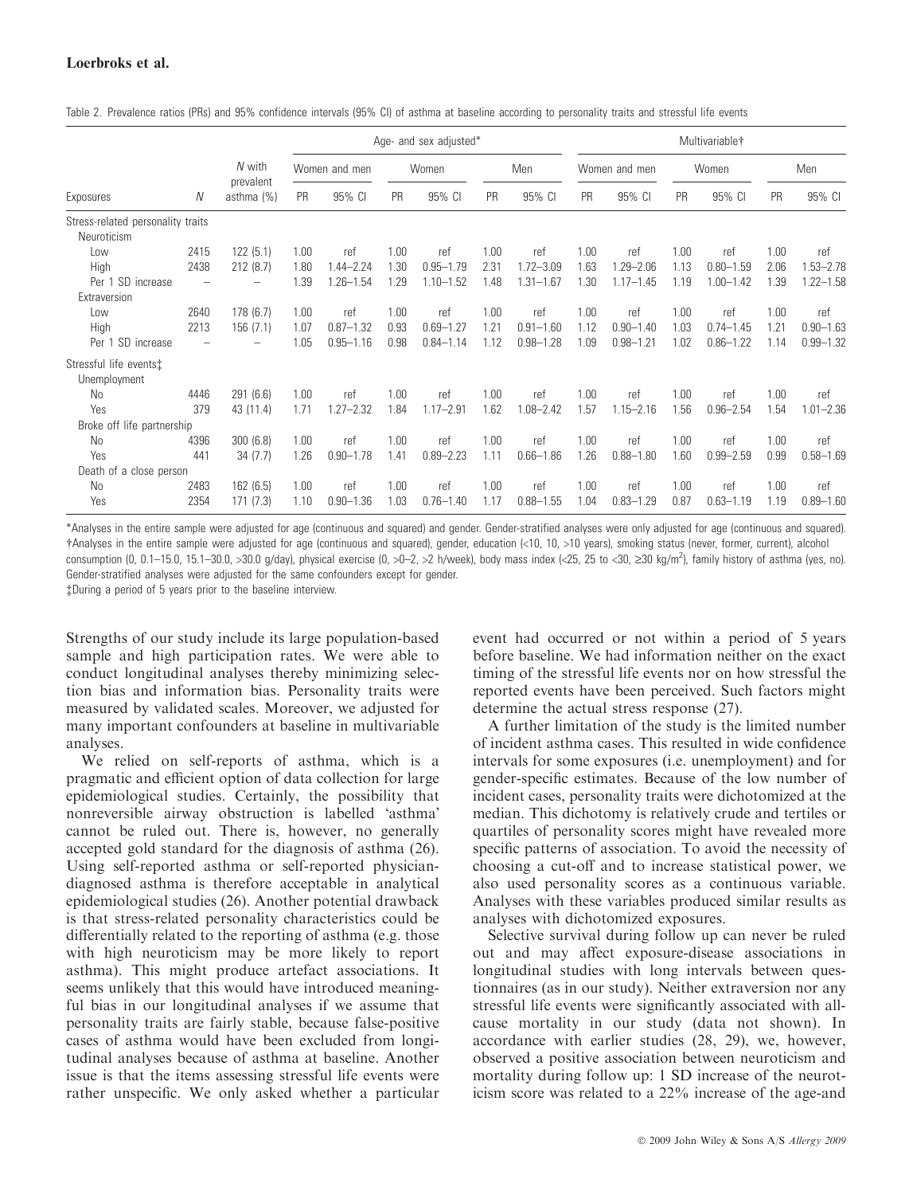Table 2. Prevalence ratios (PRs) and 95% confidence intervals (95% CI) of asthma at baseline according to personality traits and stressful life events

| | | | Age- and sex adjusted* | | | | | | Multivariable† | | | | | |
|---|---|---|---|---|---|---|---|---|---|---|---|---|---|---|
| | | *N* with prevalent | Women and men | | Women | | Men | | Women and men | | Women | | Men | |
| Exposures | *N* | asthma (%) | PR | 95% CI | PR | 95% CI | PR | 95% CI | PR | 95% CI | PR | 95% CI | PR | 95% CI |
| Stress-related personality traits | | | | | | | | | | | | | | |
| Neuroticism | | | | | | | | | | | | | | |
| Low | 2415 | 122 (5.1) | 1.00 | ref | 1.00 | ref | 1.00 | ref | 1.00 | ref | 1.00 | ref | 1.00 | ref |
| High | 2438 | 212 (8.7) | 1.80 | 1.44–2.24 | 1.30 | 0.95–1.79 | 2.31 | 1.72–3.09 | 1.63 | 1.29–2.06 | 1.13 | 0.80–1.59 | 2.06 | 1.53–2.78 |
| Per 1 SD increase | – | – | 1.39 | 1.26–1.54 | 1.29 | 1.10–1.52 | 1.48 | 1.31–1.67 | 1.30 | 1.17–1.45 | 1.19 | 1.00–1.42 | 1.39 | 1.22–1.58 |
| Extraversion | | | | | | | | | | | | | | |
| Low | 2640 | 178 (6.7) | 1.00 | ref | 1.00 | ref | 1.00 | ref | 1.00 | ref | 1.00 | ref | 1.00 | ref |
| High | 2213 | 156 (7.1) | 1.07 | 0.87–1.32 | 0.93 | 0.69–1.27 | 1.21 | 0.91–1.60 | 1.12 | 0.90–1.40 | 1.03 | 0.74–1.45 | 1.21 | 0.90–1.63 |
| Per 1 SD increase | – | – | 1.05 | 0.95–1.16 | 0.98 | 0.84–1.14 | 1.12 | 0.98–1.28 | 1.09 | 0.98–1.21 | 1.02 | 0.86–1.22 | 1.14 | 0.99–1.32 |
| Stressful life events‡ | | | | | | | | | | | | | | |
| Unemployment | | | | | | | | | | | | | | |
| No | 4446 | 291 (6.6) | 1.00 | ref | 1.00 | ref | 1.00 | ref | 1.00 | ref | 1.00 | ref | 1.00 | ref |
| Yes | 379 | 43 (11.4) | 1.71 | 1.27–2.32 | 1.84 | 1.17–2.91 | 1.62 | 1.08–2.42 | 1.57 | 1.15–2.16 | 1.56 | 0.96–2.54 | 1.54 | 1.01–2.36 |
| Broke off life partnership | | | | | | | | | | | | | | |
| No | 4396 | 300 (6.8) | 1.00 | ref | 1.00 | ref | 1.00 | ref | 1.00 | ref | 1.00 | ref | 1.00 | ref |
| Yes | 441 | 34 (7.7) | 1.26 | 0.90–1.78 | 1.41 | 0.89–2.23 | 1.11 | 0.66–1.86 | 1.26 | 0.88–1.80 | 1.60 | 0.99–2.59 | 0.99 | 0.58–1.69 |
| Death of a close person | | | | | | | | | | | | | | |
| No | 2483 | 162 (6.5) | 1.00 | ref | 1.00 | ref | 1.00 | ref | 1.00 | ref | 1.00 | ref | 1.00 | ref |
| Yes | 2354 | 171 (7.3) | 1.10 | 0.90–1.36 | 1.03 | 0.76–1.40 | 1.17 | 0.88–1.55 | 1.04 | 0.83–1.29 | 0.87 | 0.63–1.19 | 1.19 | 0.89–1.60 |

*Analyses in the entire sample were adjusted for age (continuous and squared) and gender. Gender-stratified analyses were only adjusted for age (continuous and squared).
†Analyses in the entire sample were adjusted for age (continuous and squared), gender, education (<10, 10, >10 years), smoking status (never, former, current), alcohol consumption (0, 0.1–15.0, 15.1–30.0, >30.0 g/day), physical exercise (0, >0–2, >2 h/week), body mass index (<25, 25 to <30, ≥30 kg/m$^2$), family history of asthma (yes, no). Gender-stratified analyses were adjusted for the same confounders except for gender.
‡During a period of 5 years prior to the baseline interview.

Strengths of our study include its large population-based sample and high participation rates. We were able to conduct longitudinal analyses thereby minimizing selection bias and information bias. Personality traits were measured by validated scales. Moreover, we adjusted for many important confounders at baseline in multivariable analyses.

We relied on self-reports of asthma, which is a pragmatic and efficient option of data collection for large epidemiological studies. Certainly, the possibility that nonreversible airway obstruction is labelled 'asthma' cannot be ruled out. There is, however, no generally accepted gold standard for the diagnosis of asthma (26). Using self-reported asthma or self-reported physician-diagnosed asthma is therefore acceptable in analytical epidemiological studies (26). Another potential drawback is that stress-related personality characteristics could be differentially related to the reporting of asthma (e.g. those with high neuroticism may be more likely to report asthma). This might produce artefact associations. It seems unlikely that this would have introduced meaningful bias in our longitudinal analyses if we assume that personality traits are fairly stable, because false-positive cases of asthma would have been excluded from longitudinal analyses because of asthma at baseline. Another issue is that the items assessing stressful life events were rather unspecific. We only asked whether a particular event had occurred or not within a period of 5 years before baseline. We had information neither on the exact timing of the stressful life events nor on how stressful the reported events have been perceived. Such factors might determine the actual stress response (27).

A further limitation of the study is the limited number of incident asthma cases. This resulted in wide confidence intervals for some exposures (i.e. unemployment) and for gender-specific estimates. Because of the low number of incident cases, personality traits were dichotomized at the median. This dichotomy is relatively crude and tertiles or quartiles of personality scores might have revealed more specific patterns of association. To avoid the necessity of choosing a cut-off and to increase statistical power, we also used personality scores as a continuous variable. Analyses with these variables produced similar results as analyses with dichotomized exposures.

Selective survival during follow up can never be ruled out and may affect exposure-disease associations in longitudinal studies with long intervals between questionnaires (as in our study). Neither extraversion nor any stressful life events were significantly associated with all-cause mortality in our study (data not shown). In accordance with earlier studies (28, 29), we, however, observed a positive association between neuroticism and mortality during follow up: 1 SD increase of the neuroticism score was related to a 22% increase of the age-and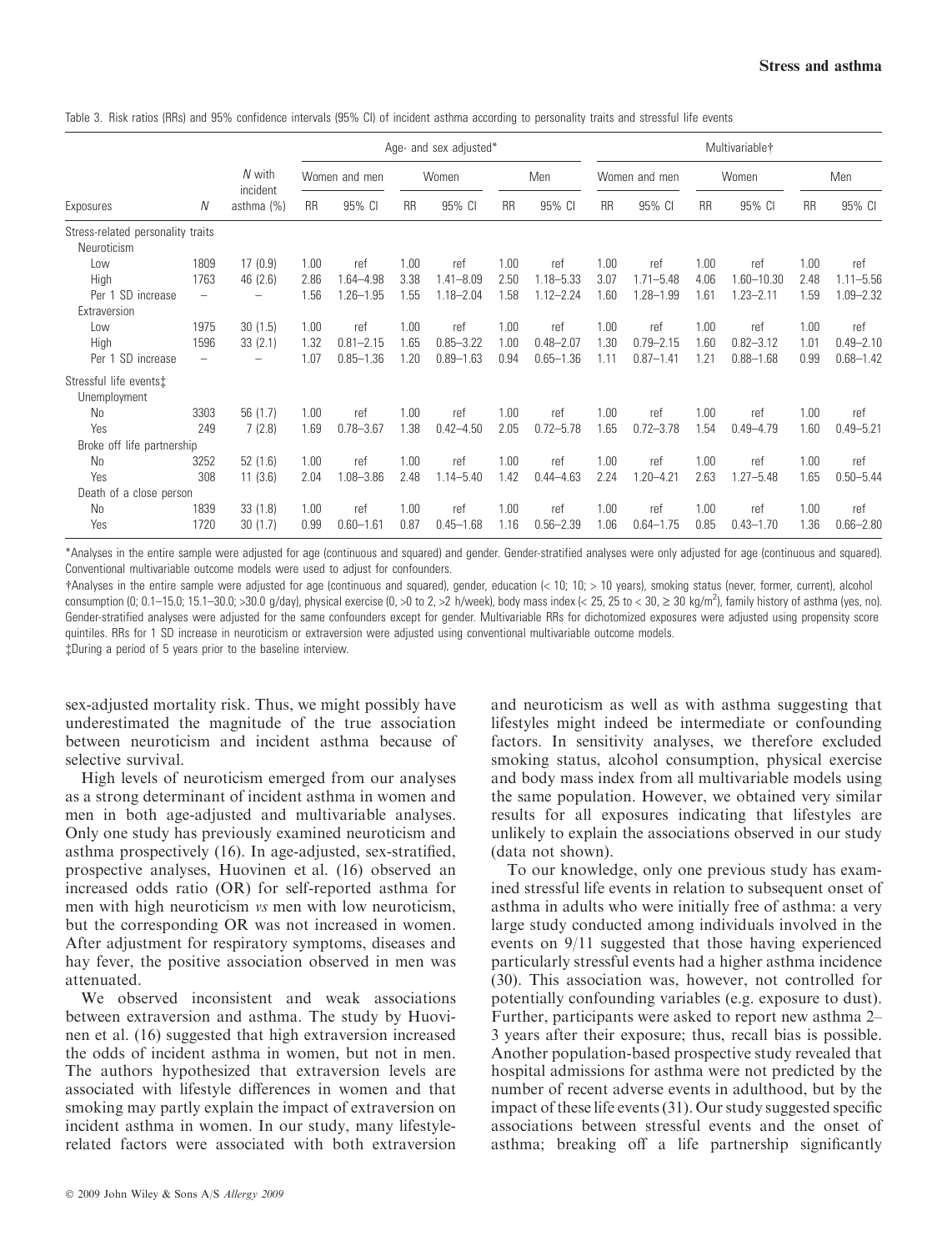Table 3. Risk ratios (RRs) and 95% confidence intervals (95% CI) of incident asthma according to personality traits and stressful life events

| | | | Age- and sex adjusted* | | | | | | Multivariable† | | | | | |
|---|---|---|---|---|---|---|---|---|---|---|---|---|---|---|
| | | | Women and men | | Women | | Men | | Women and men | | Women | | Men | |
| Exposures | $N$ | $N$ with incident asthma (%) | RR | 95% CI | RR | 95% CI | RR | 95% CI | RR | 95% CI | RR | 95% CI | RR | 95% CI |
| Stress-related personality traits | | | | | | | | | | | | | | |
| Neuroticism | | | | | | | | | | | | | | |
| Low | 1809 | 17 (0.9) | 1.00 | ref | 1.00 | ref | 1.00 | ref | 1.00 | ref | 1.00 | ref | 1.00 | ref |
| High | 1763 | 46 (2.6) | 2.86 | 1.64–4.98 | 3.38 | 1.41–8.09 | 2.50 | 1.18–5.33 | 3.07 | 1.71–5.48 | 4.06 | 1.60–10.30 | 2.48 | 1.11–5.56 |
| Per 1 SD increase | – | – | 1.56 | 1.26–1.95 | 1.55 | 1.18–2.04 | 1.58 | 1.12–2.24 | 1.60 | 1.28–1.99 | 1.61 | 1.23–2.11 | 1.59 | 1.09–2.32 |
| Extraversion | | | | | | | | | | | | | | |
| Low | 1975 | 30 (1.5) | 1.00 | ref | 1.00 | ref | 1.00 | ref | 1.00 | ref | 1.00 | ref | 1.00 | ref |
| High | 1596 | 33 (2.1) | 1.32 | 0.81–2.15 | 1.65 | 0.85–3.22 | 1.00 | 0.48–2.07 | 1.30 | 0.79–2.15 | 1.60 | 0.82–3.12 | 1.01 | 0.49–2.10 |
| Per 1 SD increase | – | – | 1.07 | 0.85–1.36 | 1.20 | 0.89–1.63 | 0.94 | 0.65–1.36 | 1.11 | 0.87–1.41 | 1.21 | 0.88–1.68 | 0.99 | 0.68–1.42 |
| Stressful life events‡ | | | | | | | | | | | | | | |
| Unemployment | | | | | | | | | | | | | | |
| No | 3303 | 56 (1.7) | 1.00 | ref | 1.00 | ref | 1.00 | ref | 1.00 | ref | 1.00 | ref | 1.00 | ref |
| Yes | 249 | 7 (2.8) | 1.69 | 0.78–3.67 | 1.38 | 0.42–4.50 | 2.05 | 0.72–5.78 | 1.65 | 0.72–3.78 | 1.54 | 0.49–4.79 | 1.60 | 0.49–5.21 |
| Broke off life partnership | | | | | | | | | | | | | | |
| No | 3252 | 52 (1.6) | 1.00 | ref | 1.00 | ref | 1.00 | ref | 1.00 | ref | 1.00 | ref | 1.00 | ref |
| Yes | 308 | 11 (3.6) | 2.04 | 1.08–3.86 | 2.48 | 1.14–5.40 | 1.42 | 0.44–4.63 | 2.24 | 1.20–4.21 | 2.63 | 1.27–5.48 | 1.65 | 0.50–5.44 |
| Death of a close person | | | | | | | | | | | | | | |
| No | 1839 | 33 (1.8) | 1.00 | ref | 1.00 | ref | 1.00 | ref | 1.00 | ref | 1.00 | ref | 1.00 | ref |
| Yes | 1720 | 30 (1.7) | 0.99 | 0.60–1.61 | 0.87 | 0.45–1.68 | 1.16 | 0.56–2.39 | 1.06 | 0.64–1.75 | 0.85 | 0.43–1.70 | 1.36 | 0.66–2.80 |

*Analyses in the entire sample were adjusted for age (continuous and squared) and gender. Gender-stratified analyses were only adjusted for age (continuous and squared). Conventional multivariable outcome models were used to adjust for confounders.

†Analyses in the entire sample were adjusted for age (continuous and squared), gender, education (< 10; 10; > 10 years), smoking status (never, former, current), alcohol consumption (0; 0.1–15.0; 15.1–30.0; >30.0 g/day), physical exercise (0, >0 to 2, >2 h/week), body mass index (< 25, 25 to < 30, ≥ 30 kg/m$^2$), family history of asthma (yes, no). Gender-stratified analyses were adjusted for the same confounders except for gender. Multivariable RRs for dichotomized exposures were adjusted using propensity score quintiles. RRs for 1 SD increase in neuroticism or extraversion were adjusted using conventional multivariable outcome models.

‡During a period of 5 years prior to the baseline interview.

sex-adjusted mortality risk. Thus, we might possibly have underestimated the magnitude of the true association between neuroticism and incident asthma because of selective survival.

High levels of neuroticism emerged from our analyses as a strong determinant of incident asthma in women and men in both age-adjusted and multivariable analyses. Only one study has previously examined neuroticism and asthma prospectively (16). In age-adjusted, sex-stratified, prospective analyses, Huovinen et al. (16) observed an increased odds ratio (OR) for self-reported asthma for men with high neuroticism *vs* men with low neuroticism, but the corresponding OR was not increased in women. After adjustment for respiratory symptoms, diseases and hay fever, the positive association observed in men was attenuated.

We observed inconsistent and weak associations between extraversion and asthma. The study by Huovinen et al. (16) suggested that high extraversion increased the odds of incident asthma in women, but not in men. The authors hypothesized that extraversion levels are associated with lifestyle differences in women and that smoking may partly explain the impact of extraversion on incident asthma in women. In our study, many lifestyle-related factors were associated with both extraversion and neuroticism as well as with asthma suggesting that lifestyles might indeed be intermediate or confounding factors. In sensitivity analyses, we therefore excluded smoking status, alcohol consumption, physical exercise and body mass index from all multivariable models using the same population. However, we obtained very similar results for all exposures indicating that lifestyles are unlikely to explain the associations observed in our study (data not shown).

To our knowledge, only one previous study has examined stressful life events in relation to subsequent onset of asthma in adults who were initially free of asthma: a very large study conducted among individuals involved in the events on 9/11 suggested that those having experienced particularly stressful events had a higher asthma incidence (30). This association was, however, not controlled for potentially confounding variables (e.g. exposure to dust). Further, participants were asked to report new asthma 2–3 years after their exposure; thus, recall bias is possible. Another population-based prospective study revealed that hospital admissions for asthma were not predicted by the number of recent adverse events in adulthood, but by the impact of these life events (31). Our study suggested specific associations between stressful events and the onset of asthma; breaking off a life partnership significantly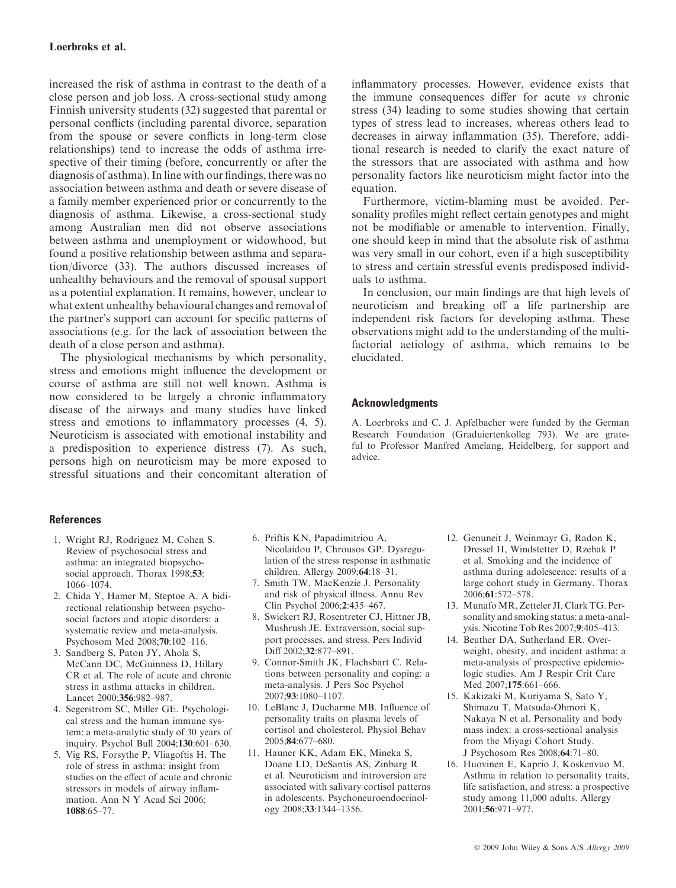increased the risk of asthma in contrast to the death of a close person and job loss. A cross-sectional study among Finnish university students (32) suggested that parental or personal conflicts (including parental divorce, separation from the spouse or severe conflicts in long-term close relationships) tend to increase the odds of asthma irrespective of their timing (before, concurrently or after the diagnosis of asthma). In line with our findings, there was no association between asthma and death or severe disease of a family member experienced prior or concurrently to the diagnosis of asthma. Likewise, a cross-sectional study among Australian men did not observe associations between asthma and unemployment or widowhood, but found a positive relationship between asthma and separation/divorce (33). The authors discussed increases of unhealthy behaviours and the removal of spousal support as a potential explanation. It remains, however, unclear to what extent unhealthy behavioural changes and removal of the partner's support can account for specific patterns of associations (e.g. for the lack of association between the death of a close person and asthma).

The physiological mechanisms by which personality, stress and emotions might influence the development or course of asthma are still not well known. Asthma is now considered to be largely a chronic inflammatory disease of the airways and many studies have linked stress and emotions to inflammatory processes (4, 5). Neuroticism is associated with emotional instability and a predisposition to experience distress (7). As such, persons high on neuroticism may be more exposed to stressful situations and their concomitant alteration of inflammatory processes. However, evidence exists that the immune consequences differ for acute *vs* chronic stress (34) leading to some studies showing that certain types of stress lead to increases, whereas others lead to decreases in airway inflammation (35). Therefore, additional research is needed to clarify the exact nature of the stressors that are associated with asthma and how personality factors like neuroticism might factor into the equation.

Furthermore, victim-blaming must be avoided. Personality profiles might reflect certain genotypes and might not be modifiable or amenable to intervention. Finally, one should keep in mind that the absolute risk of asthma was very small in our cohort, even if a high susceptibility to stress and certain stressful events predisposed individuals to asthma.

In conclusion, our main findings are that high levels of neuroticism and breaking off a life partnership are independent risk factors for developing asthma. These observations might add to the understanding of the multifactorial aetiology of asthma, which remains to be elucidated.

## Acknowledgments

A. Loerbroks and C. J. Apfelbacher were funded by the German Research Foundation (Graduiertenkolleg 793). We are grateful to Professor Manfred Amelang, Heidelberg, for support and advice.

## References

1. Wright RJ, Rodriguez M, Cohen S. Review of psychosocial stress and asthma: an integrated biopsychosocial approach. Thorax 1998;**53**:1066–1074.
2. Chida Y, Hamer M, Steptoe A. A bidirectional relationship between psychosocial factors and atopic disorders: a systematic review and meta-analysis. Psychosom Med 2008;**70**:102–116.
3. Sandberg S, Paton JY, Ahola S, McCann DC, McGuinness D, Hillary CR et al. The role of acute and chronic stress in asthma attacks in children. Lancet 2000;**356**:982–987.
4. Segerstrom SC, Miller GE. Psychological stress and the human immune system: a meta-analytic study of 30 years of inquiry. Psychol Bull 2004;**130**:601–630.
5. Vig RS, Forsythe P, Vliagoftis H. The role of stress in asthma: insight from studies on the effect of acute and chronic stressors in models of airway inflammation. Ann N Y Acad Sci 2006;**1088**:65–77.
6. Priftis KN, Papadimitriou A, Nicolaidou P, Chrousos GP. Dysregulation of the stress response in asthmatic children. Allergy 2009;**64**:18–31.
7. Smith TW, MacKenzie J. Personality and risk of physical illness. Annu Rev Clin Psychol 2006;**2**:435–467.
8. Swickert RJ, Rosentreter CJ, Hittner JB, Mushrush JE. Extraversion, social support processes, and stress. Pers Individ Diff 2002;**32**:877–891.
9. Connor-Smith JK, Flachsbart C. Relations between personality and coping: a meta-analysis. J Pers Soc Psychol 2007;**93**:1080–1107.
10. LeBlanc J, Ducharme MB. Influence of personality traits on plasma levels of cortisol and cholesterol. Physiol Behav 2005;**84**:677–680.
11. Hauner KK, Adam EK, Mineka S, Doane LD, DeSantis AS, Zinbarg R et al. Neuroticism and introversion are associated with salivary cortisol patterns in adolescents. Psychoneuroendocrinology 2008;**33**:1344–1356.
12. Genuneit J, Weinmayr G, Radon K, Dressel H, Windstetter D, Rzehak P et al. Smoking and the incidence of asthma during adolescence: results of a large cohort study in Germany. Thorax 2006;**61**:572–578.
13. Munafo MR, Zetteler JI, Clark TG. Personality and smoking status: a meta-analysis. Nicotine Tob Res 2007;**9**:405–413.
14. Beuther DA, Sutherland ER. Overweight, obesity, and incident asthma: a meta-analysis of prospective epidemiologic studies. Am J Respir Crit Care Med 2007;**175**:661–666.
15. Kakizaki M, Kuriyama S, Sato Y, Shimazu T, Matsuda-Ohmori K, Nakaya N et al. Personality and body mass index: a cross-sectional analysis from the Miyagi Cohort Study. J Psychosom Res 2008;**64**:71–80.
16. Huovinen E, Kaprio J, Koskenvuo M. Asthma in relation to personality traits, life satisfaction, and stress: a prospective study among 11,000 adults. Allergy 2001;**56**:971–977.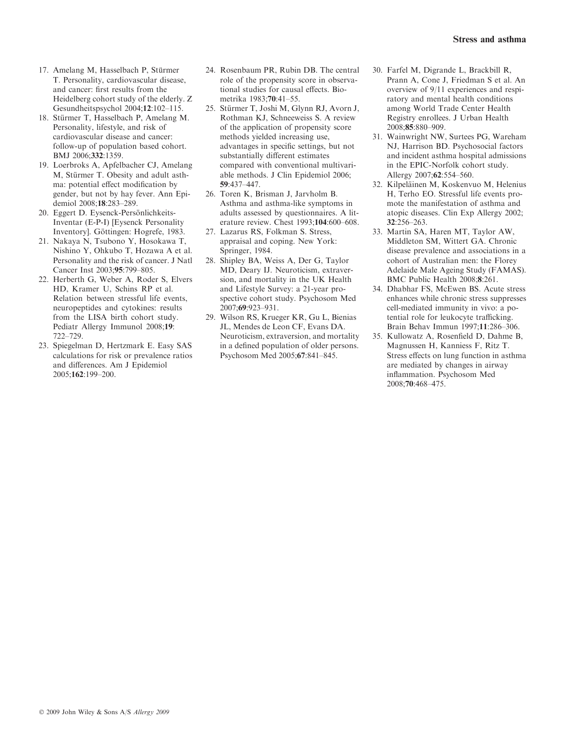17. Amelang M, Hasselbach P, Stürmer T. Personality, cardiovascular disease, and cancer: first results from the Heidelberg cohort study of the elderly. Z Gesundheitspsychol 2004;**12**:102–115.
18. Stürmer T, Hasselbach P, Amelang M. Personality, lifestyle, and risk of cardiovascular disease and cancer: follow-up of population based cohort. BMJ 2006;**332**:1359.
19. Loerbroks A, Apfelbacher CJ, Amelang M, Stürmer T. Obesity and adult asthma: potential effect modification by gender, but not by hay fever. Ann Epidemiol 2008;**18**:283–289.
20. Eggert D. Eysenck-Persönlichkeits-Inventar (E-P-I) [Eysenck Personality Inventory]. Göttingen: Hogrefe, 1983.
21. Nakaya N, Tsubono Y, Hosokawa T, Nishino Y, Ohkubo T, Hozawa A et al. Personality and the risk of cancer. J Natl Cancer Inst 2003;**95**:799–805.
22. Herberth G, Weber A, Roder S, Elvers HD, Kramer U, Schins RP et al. Relation between stressful life events, neuropeptides and cytokines: results from the LISA birth cohort study. Pediatr Allergy Immunol 2008;**19**: 722–729.
23. Spiegelman D, Hertzmark E. Easy SAS calculations for risk or prevalence ratios and differences. Am J Epidemiol 2005;**162**:199–200.
24. Rosenbaum PR, Rubin DB. The central role of the propensity score in observational studies for causal effects. Biometrika 1983;**70**:41–55.
25. Stürmer T, Joshi M, Glynn RJ, Avorn J, Rothman KJ, Schneeweiss S. A review of the application of propensity score methods yielded increasing use, advantages in specific settings, but not substantially different estimates compared with conventional multivariable methods. J Clin Epidemiol 2006; **59**:437–447.
26. Toren K, Brisman J, Jarvholm B. Asthma and asthma-like symptoms in adults assessed by questionnaires. A literature review. Chest 1993;**104**:600–608.
27. Lazarus RS, Folkman S. Stress, appraisal and coping. New York: Springer, 1984.
28. Shipley BA, Weiss A, Der G, Taylor MD, Deary IJ. Neuroticism, extraversion, and mortality in the UK Health and Lifestyle Survey: a 21-year prospective cohort study. Psychosom Med 2007;**69**:923–931.
29. Wilson RS, Krueger KR, Gu L, Bienias JL, Mendes de Leon CF, Evans DA. Neuroticism, extraversion, and mortality in a defined population of older persons. Psychosom Med 2005;**67**:841–845.
30. Farfel M, Digrande L, Brackbill R, Prann A, Cone J, Friedman S et al. An overview of 9/11 experiences and respiratory and mental health conditions among World Trade Center Health Registry enrollees. J Urban Health 2008;**85**:880–909.
31. Wainwright NW, Surtees PG, Wareham NJ, Harrison BD. Psychosocial factors and incident asthma hospital admissions in the EPIC-Norfolk cohort study. Allergy 2007;**62**:554–560.
32. Kilpeläinen M, Koskenvuo M, Helenius H, Terho EO. Stressful life events promote the manifestation of asthma and atopic diseases. Clin Exp Allergy 2002; **32**:256–263.
33. Martin SA, Haren MT, Taylor AW, Middleton SM, Wittert GA. Chronic disease prevalence and associations in a cohort of Australian men: the Florey Adelaide Male Ageing Study (FAMAS). BMC Public Health 2008;**8**:261.
34. Dhabhar FS, McEwen BS. Acute stress enhances while chronic stress suppresses cell-mediated immunity in vivo: a potential role for leukocyte trafficking. Brain Behav Immun 1997;**11**:286–306.
35. Kullowatz A, Rosenfield D, Dahme B, Magnussen H, Kanniess F, Ritz T. Stress effects on lung function in asthma are mediated by changes in airway inflammation. Psychosom Med 2008;**70**:468–475.